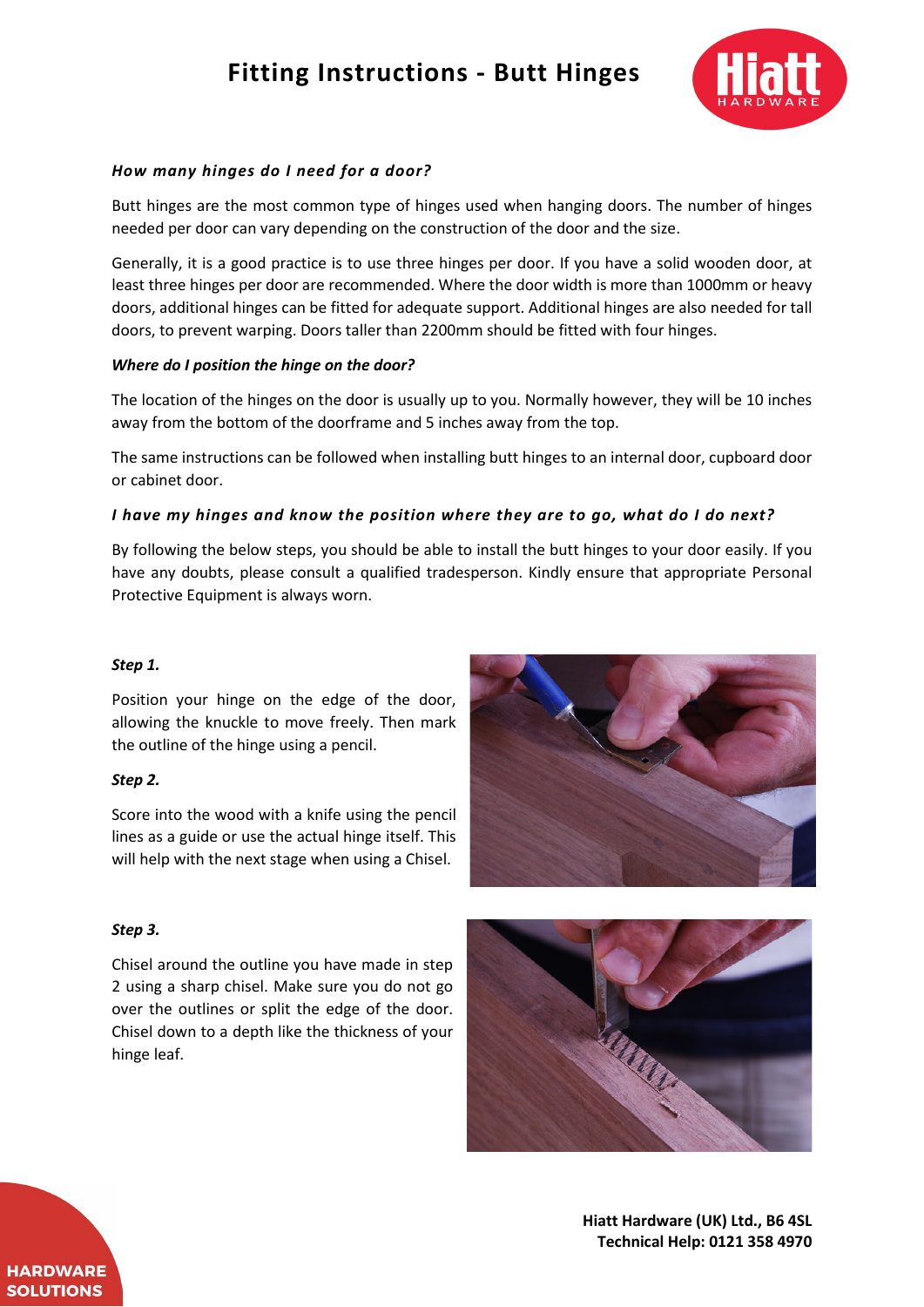# Fitting Instructions - Butt Hinges

***How many hinges do I need for a door?***

Butt hinges are the most common type of hinges used when hanging doors. The number of hinges needed per door can vary depending on the construction of the door and the size.

Generally, it is a good practice is to use three hinges per door. If you have a solid wooden door, at least three hinges per door are recommended. Where the door width is more than 1000mm or heavy doors, additional hinges can be fitted for adequate support. Additional hinges are also needed for tall doors, to prevent warping. Doors taller than 2200mm should be fitted with four hinges.

***Where do I position the hinge on the door?***

The location of the hinges on the door is usually up to you. Normally however, they will be 10 inches away from the bottom of the doorframe and 5 inches away from the top.

The same instructions can be followed when installing butt hinges to an internal door, cupboard door or cabinet door.

***I have my hinges and know the position where they are to go, what do I do next?***

By following the below steps, you should be able to install the butt hinges to your door easily. If you have any doubts, please consult a qualified tradesperson. Kindly ensure that appropriate Personal Protective Equipment is always worn.

***Step 1.***

Position your hinge on the edge of the door, allowing the knuckle to move freely. Then mark the outline of the hinge using a pencil.

***Step 2.***

Score into the wood with a knife using the pencil lines as a guide or use the actual hinge itself. This will help with the next stage when using a Chisel.

***Step 3.***

Chisel around the outline you have made in step 2 using a sharp chisel. Make sure you do not go over the outlines or split the edge of the door. Chisel down to a depth like the thickness of your hinge leaf.

**Hiatt Hardware (UK) Ltd., B6 4SL**
**Technical Help: 0121 358 4970**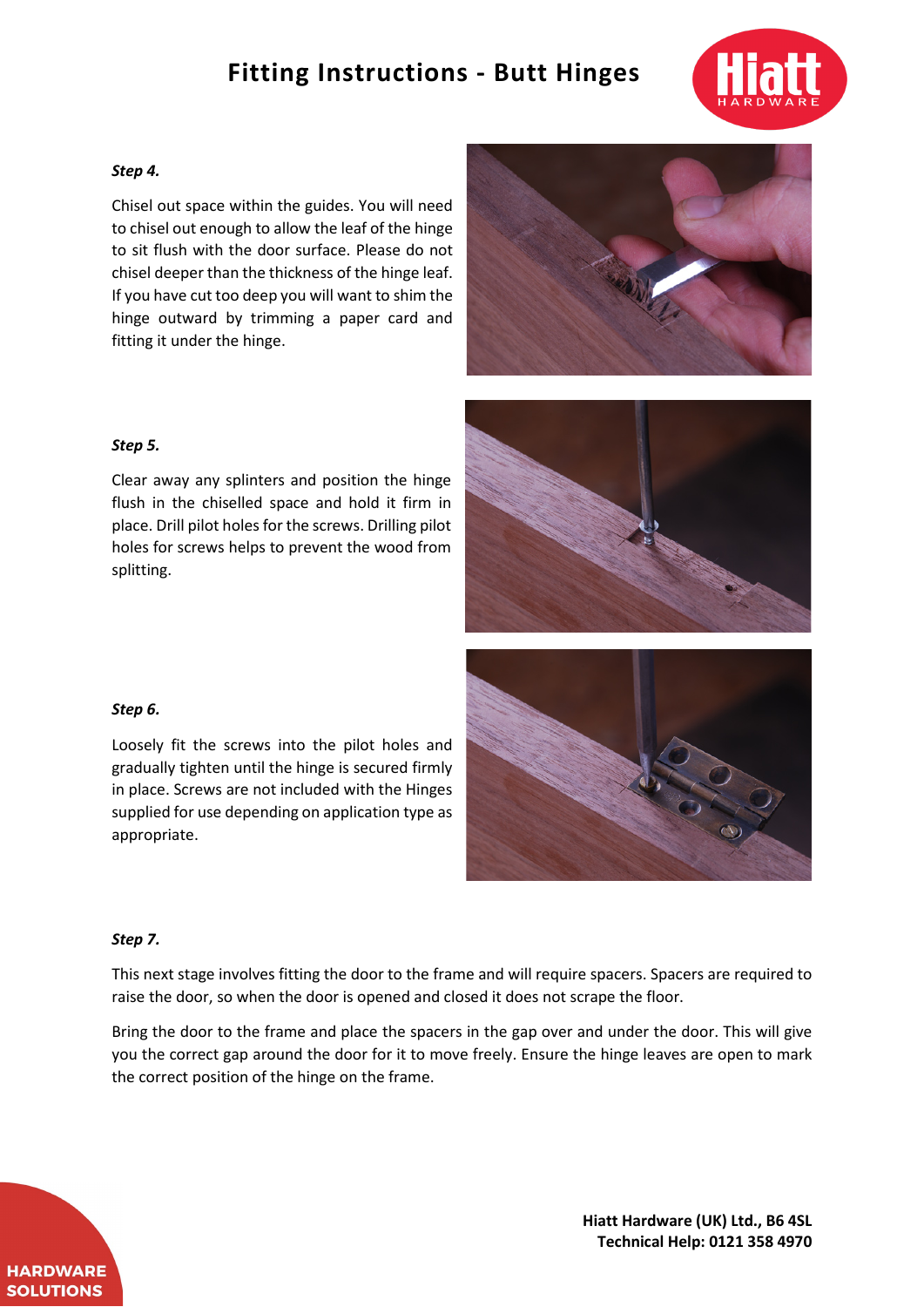# Fitting Instructions - Butt Hinges

***Step 4.***

Chisel out space within the guides. You will need to chisel out enough to allow the leaf of the hinge to sit flush with the door surface. Please do not chisel deeper than the thickness of the hinge leaf. If you have cut too deep you will want to shim the hinge outward by trimming a paper card and fitting it under the hinge.

***Step 5.***

Clear away any splinters and position the hinge flush in the chiselled space and hold it firm in place. Drill pilot holes for the screws. Drilling pilot holes for screws helps to prevent the wood from splitting.

***Step 6.***

Loosely fit the screws into the pilot holes and gradually tighten until the hinge is secured firmly in place. Screws are not included with the Hinges supplied for use depending on application type as appropriate.

***Step 7.***

This next stage involves fitting the door to the frame and will require spacers. Spacers are required to raise the door, so when the door is opened and closed it does not scrape the floor.

Bring the door to the frame and place the spacers in the gap over and under the door. This will give you the correct gap around the door for it to move freely. Ensure the hinge leaves are open to mark the correct position of the hinge on the frame.

**Hiatt Hardware (UK) Ltd., B6 4SL**
**Technical Help: 0121 358 4970**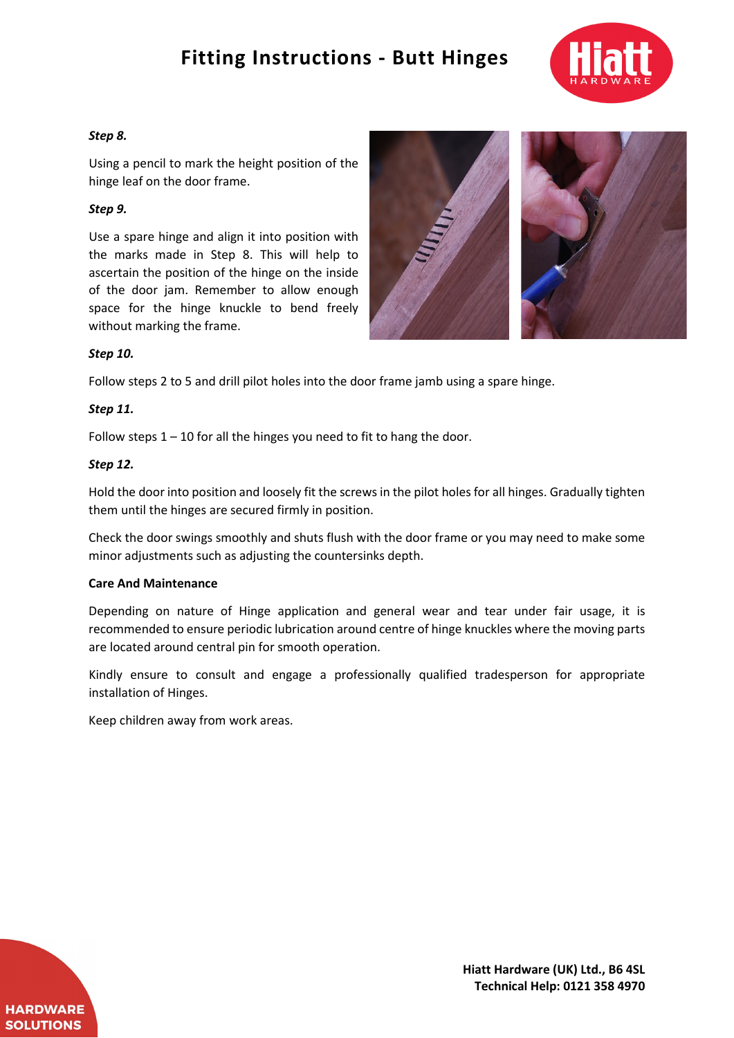# Fitting Instructions - Butt Hinges

***Step 8.***

Using a pencil to mark the height position of the hinge leaf on the door frame.

***Step 9.***

Use a spare hinge and align it into position with the marks made in Step 8. This will help to ascertain the position of the hinge on the inside of the door jam. Remember to allow enough space for the hinge knuckle to bend freely without marking the frame.

***Step 10.***

Follow steps 2 to 5 and drill pilot holes into the door frame jamb using a spare hinge.

***Step 11.***

Follow steps 1 – 10 for all the hinges you need to fit to hang the door.

***Step 12.***

Hold the door into position and loosely fit the screws in the pilot holes for all hinges. Gradually tighten them until the hinges are secured firmly in position.

Check the door swings smoothly and shuts flush with the door frame or you may need to make some minor adjustments such as adjusting the countersinks depth.

**Care And Maintenance**

Depending on nature of Hinge application and general wear and tear under fair usage, it is recommended to ensure periodic lubrication around centre of hinge knuckles where the moving parts are located around central pin for smooth operation.

Kindly ensure to consult and engage a professionally qualified tradesperson for appropriate installation of Hinges.

Keep children away from work areas.

**Hiatt Hardware (UK) Ltd., B6 4SL**
**Technical Help: 0121 358 4970**